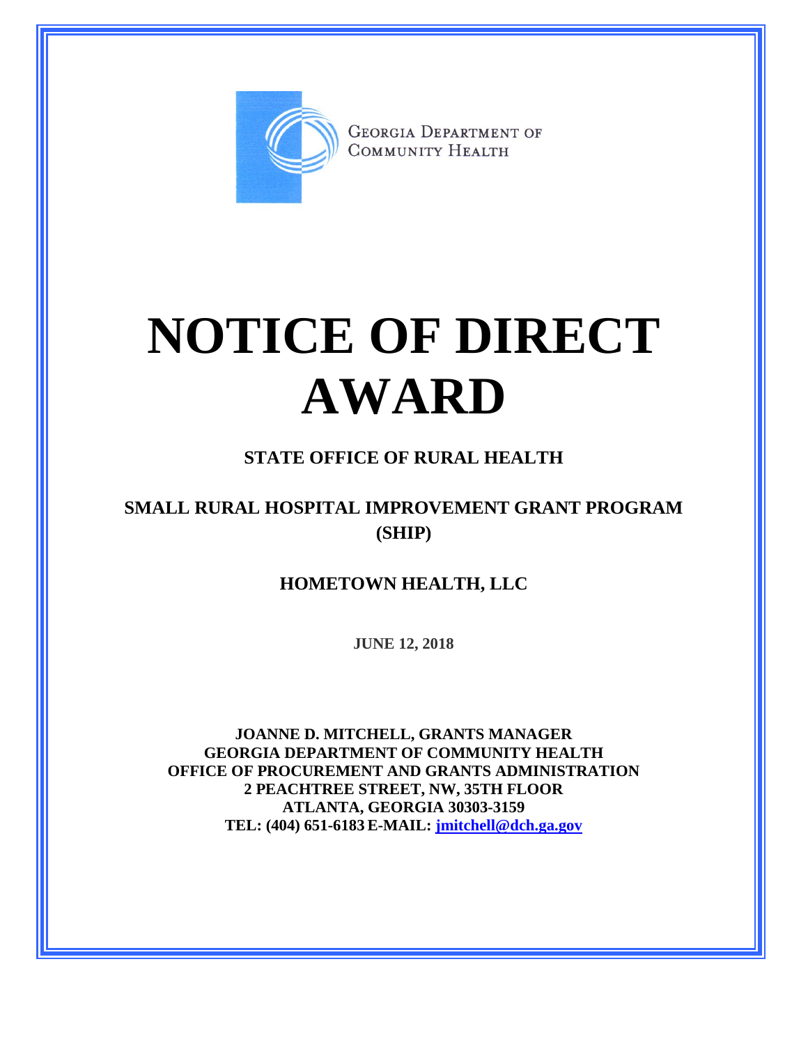GEORGIA DEPARTMENT OF COMMUNITY HEALTH

# NOTICE OF DIRECT AWARD

## STATE OFFICE OF RURAL HEALTH

## SMALL RURAL HOSPITAL IMPROVEMENT GRANT PROGRAM (SHIP)

## HOMETOWN HEALTH, LLC

**JUNE 12, 2018**

**JOANNE D. MITCHELL, GRANTS MANAGER**
**GEORGIA DEPARTMENT OF COMMUNITY HEALTH**
**OFFICE OF PROCUREMENT AND GRANTS ADMINISTRATION**
**2 PEACHTREE STREET, NW, 35TH FLOOR**
**ATLANTA, GEORGIA 30303-3159**
**TEL: (404) 651-6183 E-MAIL: jmitchell@dch.ga.gov**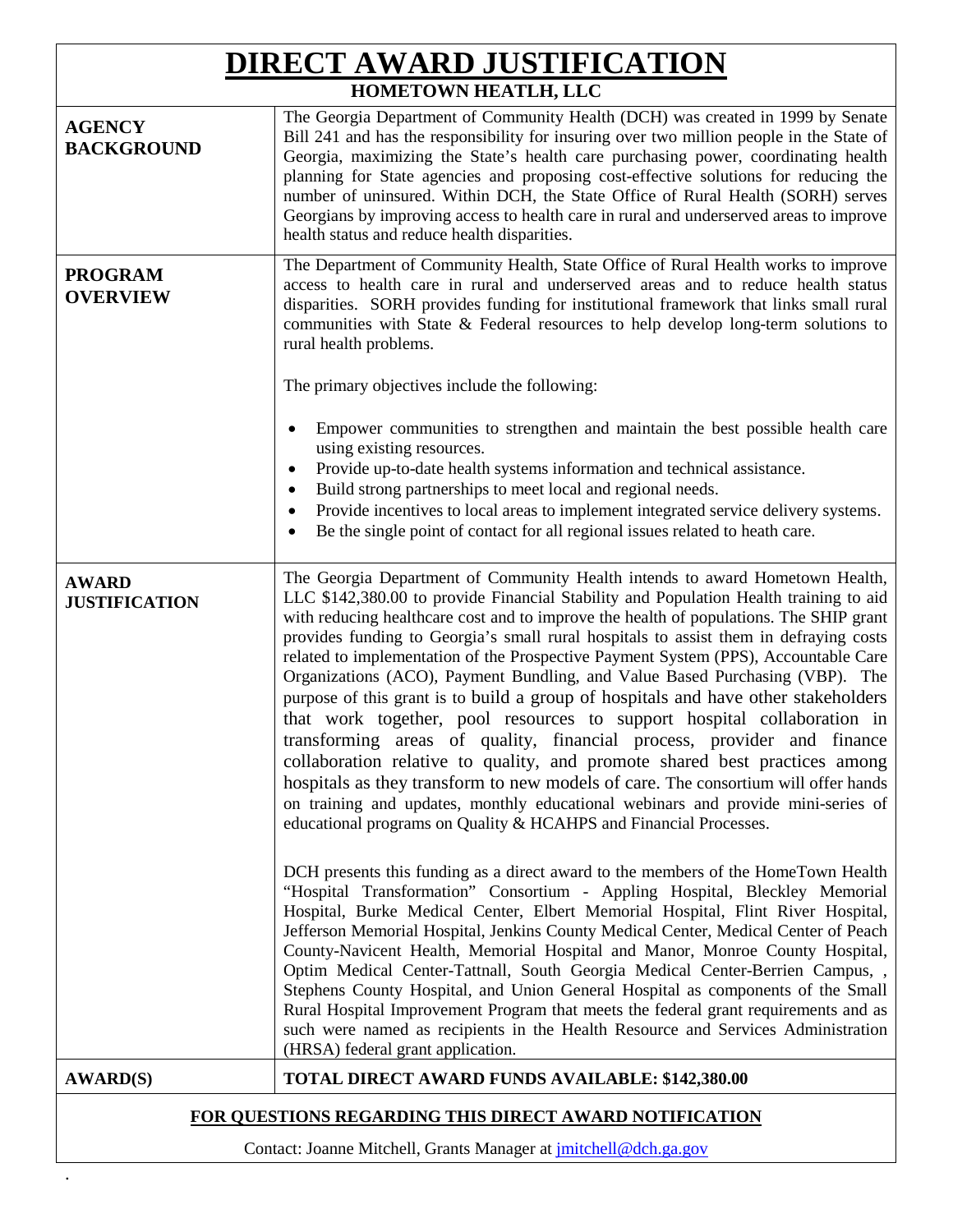# DIRECT AWARD JUSTIFICATION

## HOMETOWN HEATLH, LLC

| | |
|---|---|
| **AGENCY BACKGROUND** | The Georgia Department of Community Health (DCH) was created in 1999 by Senate Bill 241 and has the responsibility for insuring over two million people in the State of Georgia, maximizing the State's health care purchasing power, coordinating health planning for State agencies and proposing cost-effective solutions for reducing the number of uninsured. Within DCH, the State Office of Rural Health (SORH) serves Georgians by improving access to health care in rural and underserved areas to improve health status and reduce health disparities. |
| **PROGRAM OVERVIEW** | The Department of Community Health, State Office of Rural Health works to improve access to health care in rural and underserved areas and to reduce health status disparities. SORH provides funding for institutional framework that links small rural communities with State & Federal resources to help develop long-term solutions to rural health problems.<br><br>The primary objectives include the following:<br><br>• Empower communities to strengthen and maintain the best possible health care using existing resources.<br>• Provide up-to-date health systems information and technical assistance.<br>• Build strong partnerships to meet local and regional needs.<br>• Provide incentives to local areas to implement integrated service delivery systems.<br>• Be the single point of contact for all regional issues related to heath care. |
| **AWARD JUSTIFICATION** | The Georgia Department of Community Health intends to award Hometown Health, LLC $142,380.00 to provide Financial Stability and Population Health training to aid with reducing healthcare cost and to improve the health of populations. The SHIP grant provides funding to Georgia's small rural hospitals to assist them in defraying costs related to implementation of the Prospective Payment System (PPS), Accountable Care Organizations (ACO), Payment Bundling, and Value Based Purchasing (VBP). The purpose of this grant is to build a group of hospitals and have other stakeholders that work together, pool resources to support hospital collaboration in transforming areas of quality, financial process, provider and finance collaboration relative to quality, and promote shared best practices among hospitals as they transform to new models of care. The consortium will offer hands on training and updates, monthly educational webinars and provide mini-series of educational programs on Quality & HCAHPS and Financial Processes.<br><br>DCH presents this funding as a direct award to the members of the HomeTown Health "Hospital Transformation" Consortium - Appling Hospital, Bleckley Memorial Hospital, Burke Medical Center, Elbert Memorial Hospital, Flint River Hospital, Jefferson Memorial Hospital, Jenkins County Medical Center, Medical Center of Peach County-Navicent Health, Memorial Hospital and Manor, Monroe County Hospital, Optim Medical Center-Tattnall, South Georgia Medical Center-Berrien Campus, , Stephens County Hospital, and Union General Hospital as components of the Small Rural Hospital Improvement Program that meets the federal grant requirements and as such were named as recipients in the Health Resource and Services Administration (HRSA) federal grant application. |
| **AWARD(S)** | **TOTAL DIRECT AWARD FUNDS AVAILABLE: $142,380.00** |

**FOR QUESTIONS REGARDING THIS DIRECT AWARD NOTIFICATION**

Contact: Joanne Mitchell, Grants Manager at jmitchell@dch.ga.gov